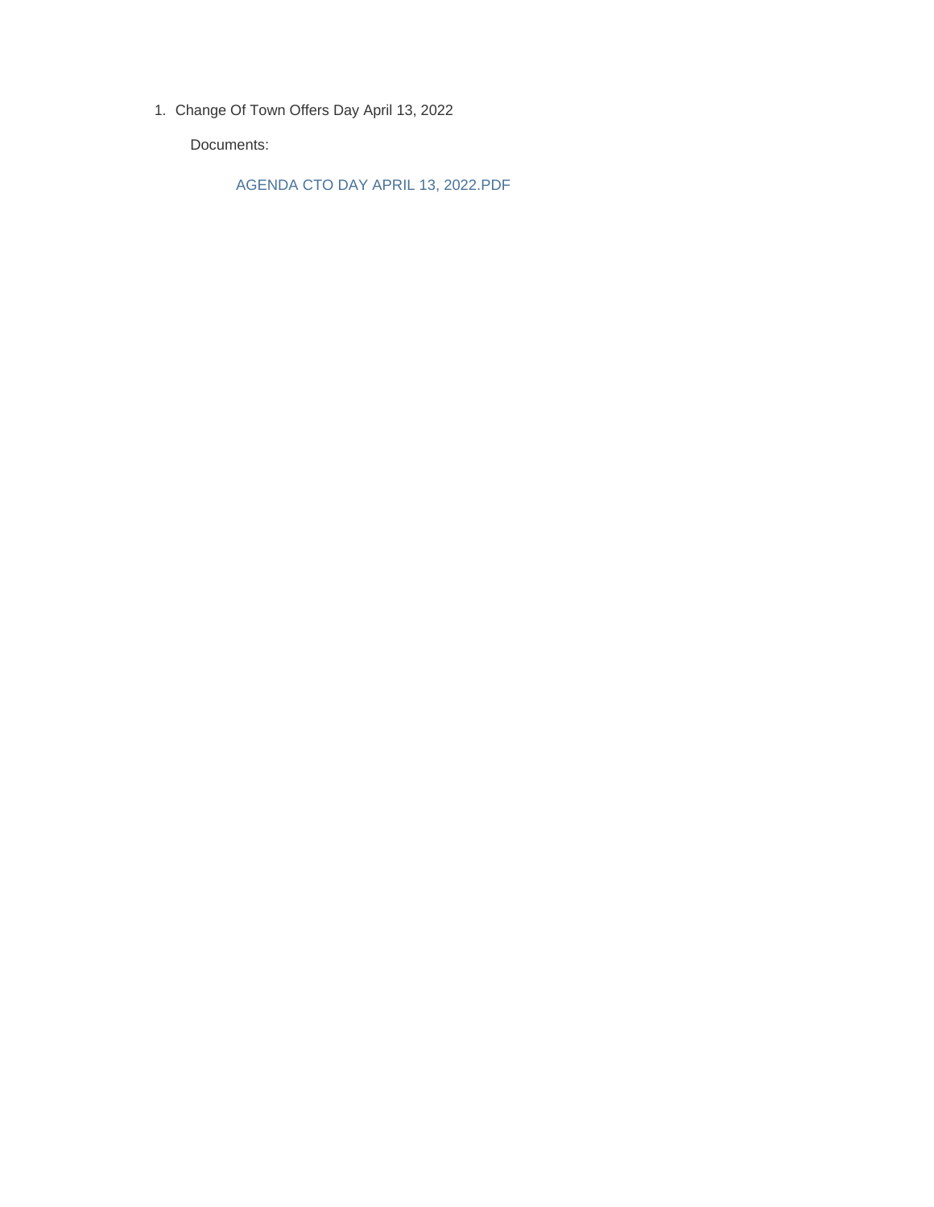1. Change Of Town Offers Day April 13, 2022

   Documents:

   AGENDA CTO DAY APRIL 13, 2022.PDF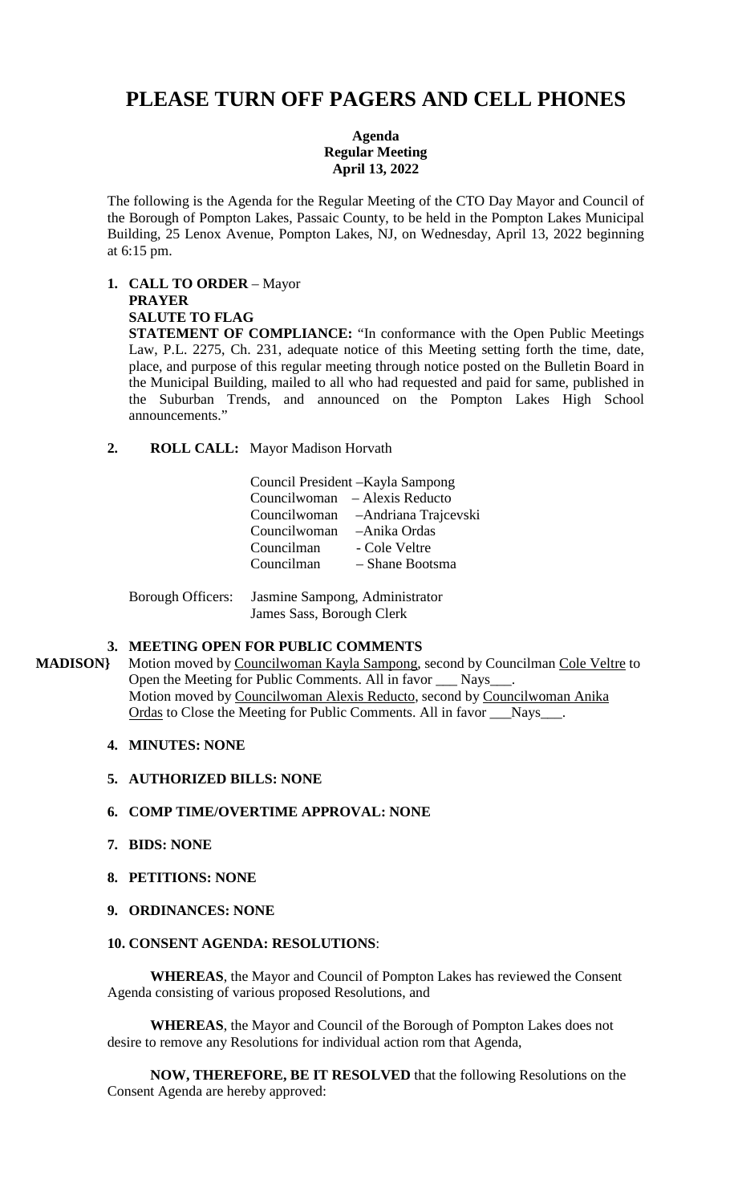# PLEASE TURN OFF PAGERS AND CELL PHONES

**Agenda**
**Regular Meeting**
**April 13, 2022**

The following is the Agenda for the Regular Meeting of the CTO Day Mayor and Council of the Borough of Pompton Lakes, Passaic County, to be held in the Pompton Lakes Municipal Building, 25 Lenox Avenue, Pompton Lakes, NJ, on Wednesday, April 13, 2022 beginning at 6:15 pm.

1. **CALL TO ORDER** – Mayor
   **PRAYER**
   **SALUTE TO FLAG**
   **STATEMENT OF COMPLIANCE:** "In conformance with the Open Public Meetings Law, P.L. 2275, Ch. 231, adequate notice of this Meeting setting forth the time, date, place, and purpose of this regular meeting through notice posted on the Bulletin Board in the Municipal Building, mailed to all who had requested and paid for same, published in the Suburban Trends, and announced on the Pompton Lakes High School announcements."

2. **ROLL CALL:** Mayor Madison Horvath

   Council President –Kayla Sampong
   Councilwoman – Alexis Reducto
   Councilwoman –Andriana Trajcevski
   Councilwoman –Anika Ordas
   Councilman - Cole Veltre
   Councilman – Shane Bootsma

   Borough Officers: Jasmine Sampong, Administrator
   James Sass, Borough Clerk

3. **MEETING OPEN FOR PUBLIC COMMENTS**

**MADISON}** Motion moved by Councilwoman Kayla Sampong, second by Councilman Cole Veltre to Open the Meeting for Public Comments. All in favor ___ Nays___.
Motion moved by Councilwoman Alexis Reducto, second by Councilwoman Anika Ordas to Close the Meeting for Public Comments. All in favor ___Nays___.

4. **MINUTES: NONE**

5. **AUTHORIZED BILLS: NONE**

6. **COMP TIME/OVERTIME APPROVAL: NONE**

7. **BIDS: NONE**

8. **PETITIONS: NONE**

9. **ORDINANCES: NONE**

10. **CONSENT AGENDA: RESOLUTIONS**:

**WHEREAS**, the Mayor and Council of Pompton Lakes has reviewed the Consent Agenda consisting of various proposed Resolutions, and

**WHEREAS**, the Mayor and Council of the Borough of Pompton Lakes does not desire to remove any Resolutions for individual action rom that Agenda,

**NOW, THEREFORE, BE IT RESOLVED** that the following Resolutions on the Consent Agenda are hereby approved: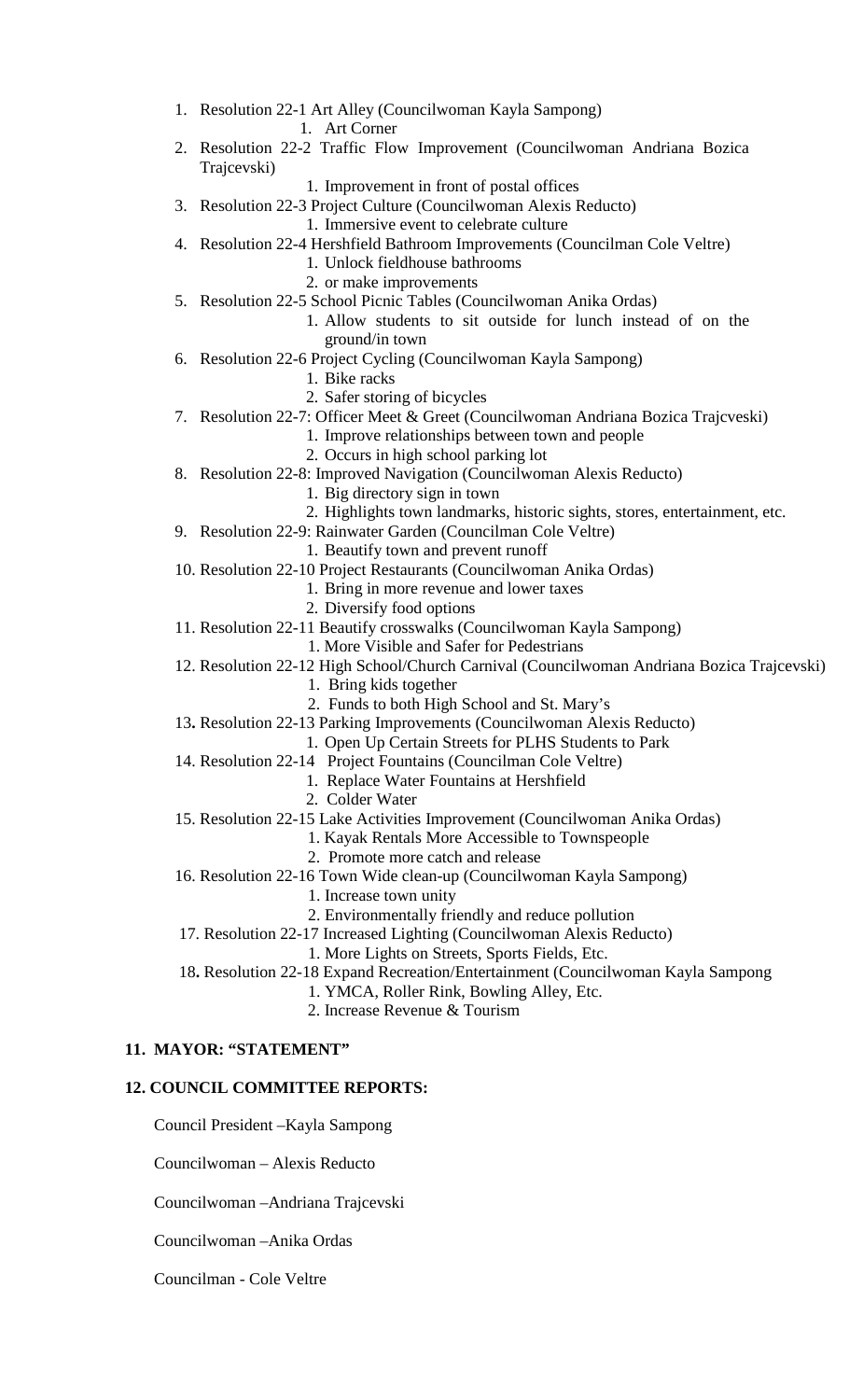1. Resolution 22-1 Art Alley (Councilwoman Kayla Sampong)
    1. Art Corner
2. Resolution 22-2 Traffic Flow Improvement (Councilwoman Andriana Bozica Trajcevski)
    1. Improvement in front of postal offices
3. Resolution 22-3 Project Culture (Councilwoman Alexis Reducto)
    1. Immersive event to celebrate culture
4. Resolution 22-4 Hershfield Bathroom Improvements (Councilman Cole Veltre)
    1. Unlock fieldhouse bathrooms
    2. or make improvements
5. Resolution 22-5 School Picnic Tables (Councilwoman Anika Ordas)
    1. Allow students to sit outside for lunch instead of on the ground/in town
6. Resolution 22-6 Project Cycling (Councilwoman Kayla Sampong)
    1. Bike racks
    2. Safer storing of bicycles
7. Resolution 22-7: Officer Meet & Greet (Councilwoman Andriana Bozica Trajcveski)
    1. Improve relationships between town and people
    2. Occurs in high school parking lot
8. Resolution 22-8: Improved Navigation (Councilwoman Alexis Reducto)
    1. Big directory sign in town
    2. Highlights town landmarks, historic sights, stores, entertainment, etc.
9. Resolution 22-9: Rainwater Garden (Councilman Cole Veltre)
    1. Beautify town and prevent runoff
10. Resolution 22-10 Project Restaurants (Councilwoman Anika Ordas)
    1. Bring in more revenue and lower taxes
    2. Diversify food options
11. Resolution 22-11 Beautify crosswalks (Councilwoman Kayla Sampong)
    1. More Visible and Safer for Pedestrians
12. Resolution 22-12 High School/Church Carnival (Councilwoman Andriana Bozica Trajcevski)
    1. Bring kids together
    2. Funds to both High School and St. Mary's
13. Resolution 22-13 Parking Improvements (Councilwoman Alexis Reducto)
    1. Open Up Certain Streets for PLHS Students to Park
14. Resolution 22-14 Project Fountains (Councilman Cole Veltre)
    1. Replace Water Fountains at Hershfield
    2. Colder Water
15. Resolution 22-15 Lake Activities Improvement (Councilwoman Anika Ordas)
    1. Kayak Rentals More Accessible to Townspeople
    2. Promote more catch and release
16. Resolution 22-16 Town Wide clean-up (Councilwoman Kayla Sampong)
    1. Increase town unity
    2. Environmentally friendly and reduce pollution
17. Resolution 22-17 Increased Lighting (Councilwoman Alexis Reducto)
    1. More Lights on Streets, Sports Fields, Etc.
18. Resolution 22-18 Expand Recreation/Entertainment (Councilwoman Kayla Sampong
    1. YMCA, Roller Rink, Bowling Alley, Etc.
    2. Increase Revenue & Tourism

**11. MAYOR: "STATEMENT"**

**12. COUNCIL COMMITTEE REPORTS:**

Council President –Kayla Sampong

Councilwoman – Alexis Reducto

Councilwoman –Andriana Trajcevski

Councilwoman –Anika Ordas

Councilman - Cole Veltre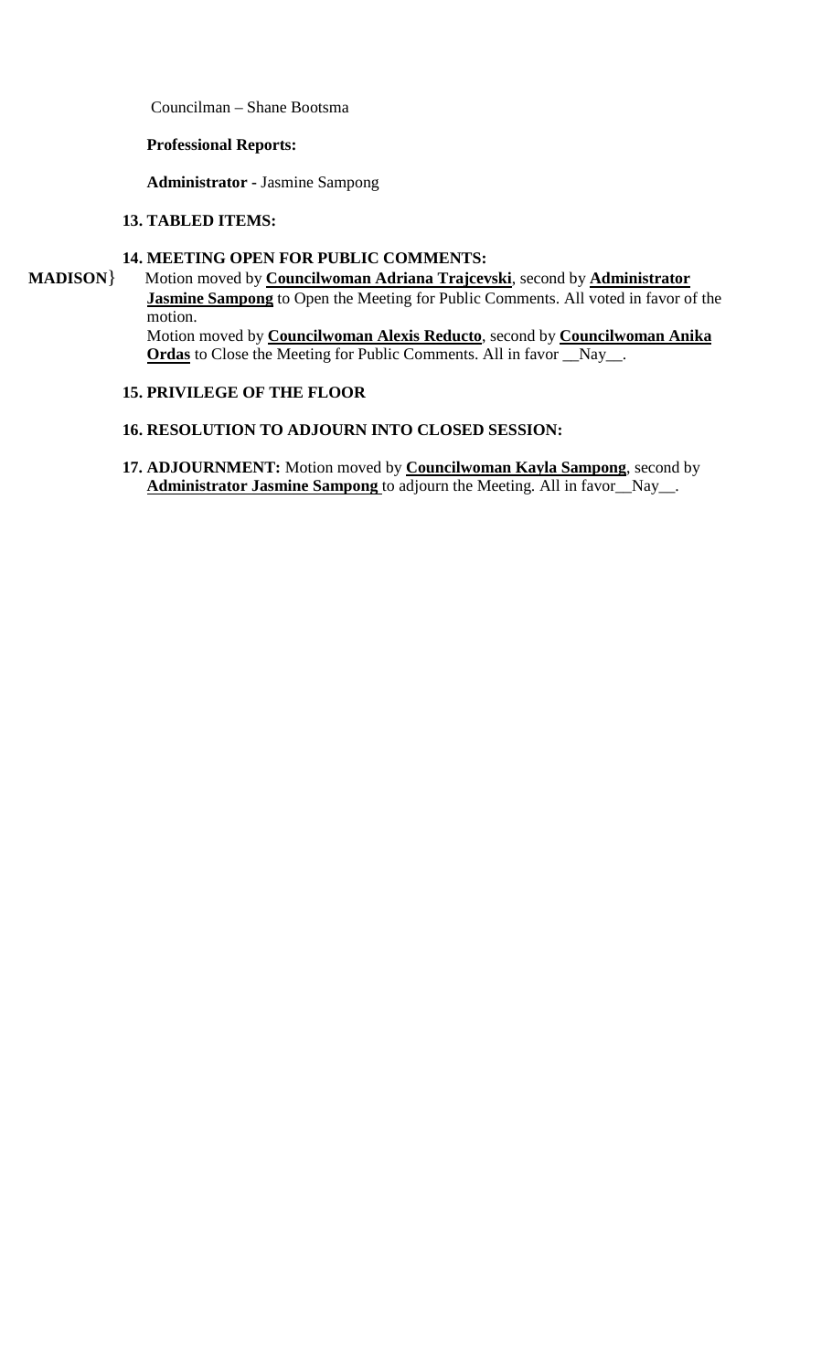Councilman – Shane Bootsma

**Professional Reports:**

**Administrator -** Jasmine Sampong

**13. TABLED ITEMS:**

**14. MEETING OPEN FOR PUBLIC COMMENTS:**

**MADISON**} Motion moved by **Councilwoman Adriana Trajcevski**, second by **Administrator Jasmine Sampong** to Open the Meeting for Public Comments. All voted in favor of the motion.

Motion moved by **Councilwoman Alexis Reducto**, second by **Councilwoman Anika Ordas** to Close the Meeting for Public Comments. All in favor __Nay__.

**15. PRIVILEGE OF THE FLOOR**

**16. RESOLUTION TO ADJOURN INTO CLOSED SESSION:**

**17. ADJOURNMENT:** Motion moved by **Councilwoman Kayla Sampong**, second by **Administrator Jasmine Sampong** to adjourn the Meeting. All in favor__Nay__.